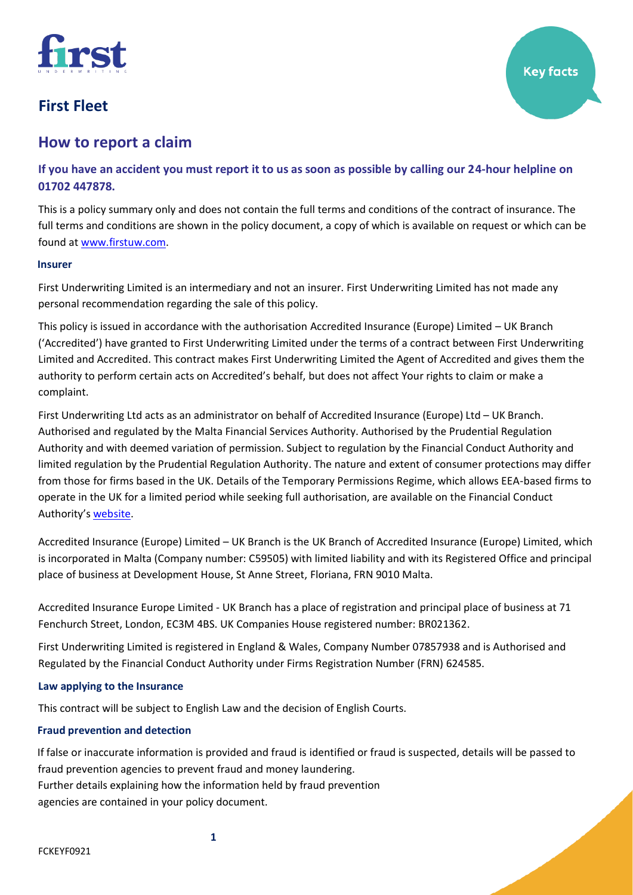# First Fleet

Key facts

## How to report a claim

### If you have an accident you must report it to us as soon as possible by calling our 24-hour helpline on 01702 447878.

This is a policy summary only and does not contain the full terms and conditions of the contract of insurance. The full terms and conditions are shown in the policy document, a copy of which is available on request or which can be found at [www.firstuw.com](www.firstuw.com).

#### Insurer

First Underwriting Limited is an intermediary and not an insurer. First Underwriting Limited has not made any personal recommendation regarding the sale of this policy.

This policy is issued in accordance with the authorisation Accredited Insurance (Europe) Limited – UK Branch ('Accredited') have granted to First Underwriting Limited under the terms of a contract between First Underwriting Limited and Accredited. This contract makes First Underwriting Limited the Agent of Accredited and gives them the authority to perform certain acts on Accredited's behalf, but does not affect Your rights to claim or make a complaint.

First Underwriting Ltd acts as an administrator on behalf of Accredited Insurance (Europe) Ltd – UK Branch. Authorised and regulated by the Malta Financial Services Authority. Authorised by the Prudential Regulation Authority and with deemed variation of permission. Subject to regulation by the Financial Conduct Authority and limited regulation by the Prudential Regulation Authority. The nature and extent of consumer protections may differ from those for firms based in the UK. Details of the Temporary Permissions Regime, which allows EEA-based firms to operate in the UK for a limited period while seeking full authorisation, are available on the Financial Conduct Authority's website.

Accredited Insurance (Europe) Limited – UK Branch is the UK Branch of Accredited Insurance (Europe) Limited, which is incorporated in Malta (Company number: C59505) with limited liability and with its Registered Office and principal place of business at Development House, St Anne Street, Floriana, FRN 9010 Malta.

Accredited Insurance Europe Limited - UK Branch has a place of registration and principal place of business at 71 Fenchurch Street, London, EC3M 4BS. UK Companies House registered number: BR021362.

First Underwriting Limited is registered in England & Wales, Company Number 07857938 and is Authorised and Regulated by the Financial Conduct Authority under Firms Registration Number (FRN) 624585.

#### Law applying to the Insurance

This contract will be subject to English Law and the decision of English Courts.

#### Fraud prevention and detection

If false or inaccurate information is provided and fraud is identified or fraud is suspected, details will be passed to fraud prevention agencies to prevent fraud and money laundering.
Further details explaining how the information held by fraud prevention agencies are contained in your policy document.

FCKEYF0921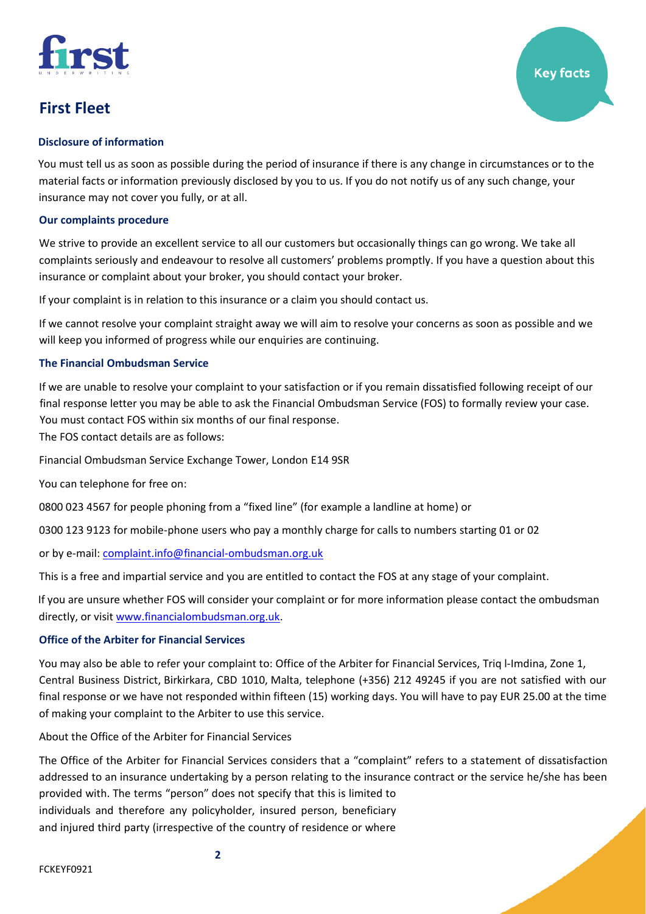# First Fleet

### Disclosure of information

You must tell us as soon as possible during the period of insurance if there is any change in circumstances or to the material facts or information previously disclosed by you to us. If you do not notify us of any such change, your insurance may not cover you fully, or at all.

### Our complaints procedure

We strive to provide an excellent service to all our customers but occasionally things can go wrong. We take all complaints seriously and endeavour to resolve all customers' problems promptly. If you have a question about this insurance or complaint about your broker, you should contact your broker.

If your complaint is in relation to this insurance or a claim you should contact us.

If we cannot resolve your complaint straight away we will aim to resolve your concerns as soon as possible and we will keep you informed of progress while our enquiries are continuing.

### The Financial Ombudsman Service

If we are unable to resolve your complaint to your satisfaction or if you remain dissatisfied following receipt of our final response letter you may be able to ask the Financial Ombudsman Service (FOS) to formally review your case. You must contact FOS within six months of our final response.

The FOS contact details are as follows:

Financial Ombudsman Service Exchange Tower, London E14 9SR

You can telephone for free on:

0800 023 4567 for people phoning from a "fixed line" (for example a landline at home) or

0300 123 9123 for mobile-phone users who pay a monthly charge for calls to numbers starting 01 or 02

or by e-mail: complaint.info@financial-ombudsman.org.uk

This is a free and impartial service and you are entitled to contact the FOS at any stage of your complaint.

If you are unsure whether FOS will consider your complaint or for more information please contact the ombudsman directly, or visit www.financialombudsman.org.uk.

### Office of the Arbiter for Financial Services

You may also be able to refer your complaint to: Office of the Arbiter for Financial Services, Triq l-Imdina, Zone 1, Central Business District, Birkirkara, CBD 1010, Malta, telephone (+356) 212 49245 if you are not satisfied with our final response or we have not responded within fifteen (15) working days. You will have to pay EUR 25.00 at the time of making your complaint to the Arbiter to use this service.

About the Office of the Arbiter for Financial Services

The Office of the Arbiter for Financial Services considers that a "complaint" refers to a statement of dissatisfaction addressed to an insurance undertaking by a person relating to the insurance contract or the service he/she has been provided with. The terms "person" does not specify that this is limited to individuals and therefore any policyholder, insured person, beneficiary and injured third party (irrespective of the country of residence or where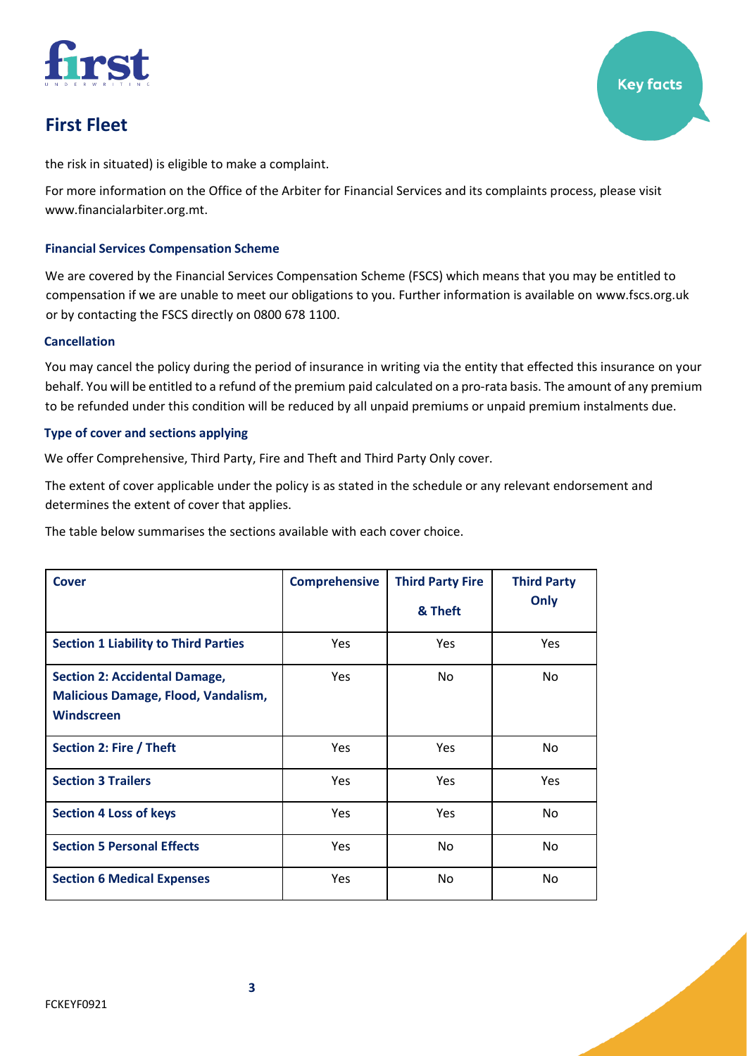the risk in situated) is eligible to make a complaint.

For more information on the Office of the Arbiter for Financial Services and its complaints process, please visit www.financialarbiter.org.mt.

### Financial Services Compensation Scheme

We are covered by the Financial Services Compensation Scheme (FSCS) which means that you may be entitled to compensation if we are unable to meet our obligations to you. Further information is available on www.fscs.org.uk or by contacting the FSCS directly on 0800 678 1100.

### Cancellation

You may cancel the policy during the period of insurance in writing via the entity that effected this insurance on your behalf. You will be entitled to a refund of the premium paid calculated on a pro-rata basis. The amount of any premium to be refunded under this condition will be reduced by all unpaid premiums or unpaid premium instalments due.

### Type of cover and sections applying

We offer Comprehensive, Third Party, Fire and Theft and Third Party Only cover.

The extent of cover applicable under the policy is as stated in the schedule or any relevant endorsement and determines the extent of cover that applies.

The table below summarises the sections available with each cover choice.

| Cover | Comprehensive | Third Party Fire & Theft | Third Party Only |
|---|---|---|---|
| Section 1 Liability to Third Parties | Yes | Yes | Yes |
| Section 2: Accidental Damage, Malicious Damage, Flood, Vandalism, Windscreen | Yes | No | No |
| Section 2: Fire / Theft | Yes | Yes | No |
| Section 3 Trailers | Yes | Yes | Yes |
| Section 4 Loss of keys | Yes | Yes | No |
| Section 5 Personal Effects | Yes | No | No |
| Section 6 Medical Expenses | Yes | No | No |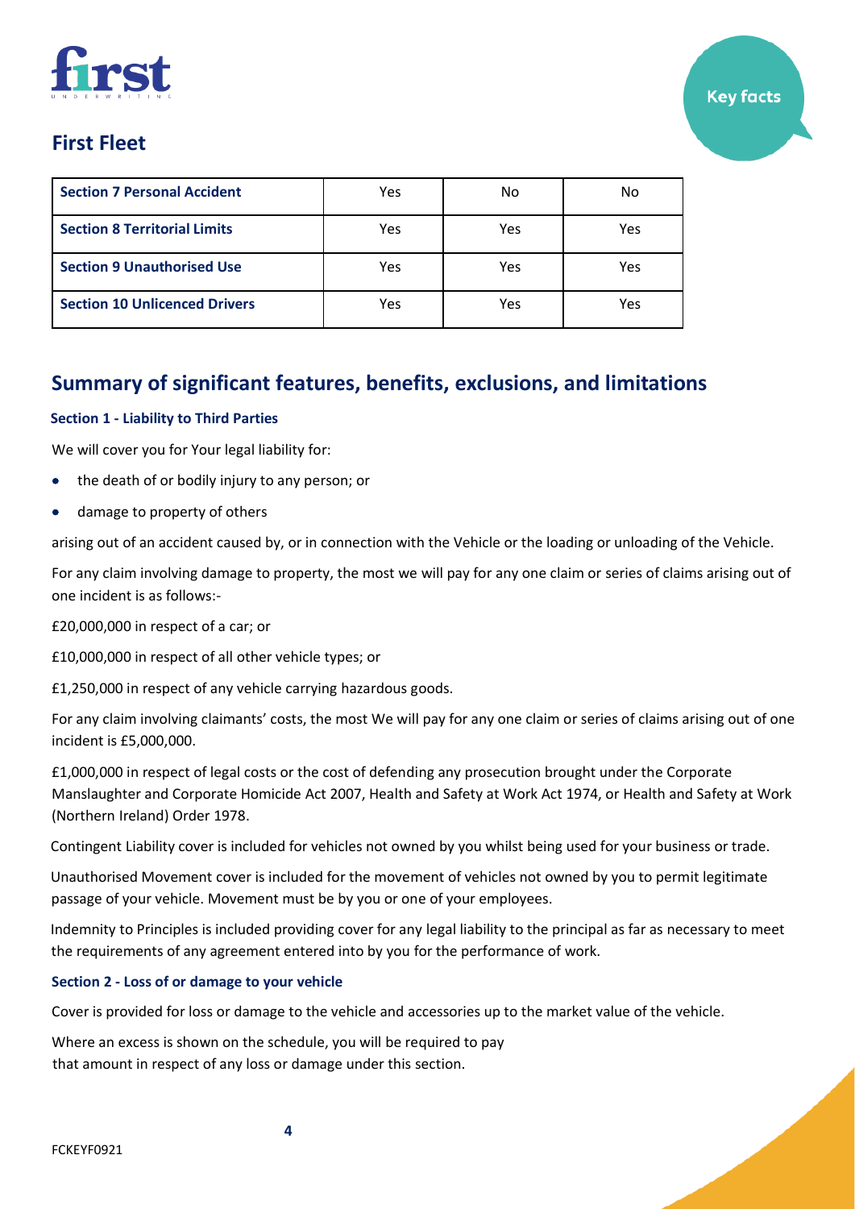# First Fleet

| Section 7 Personal Accident | Yes | No | No |
|---|---|---|---|
| **Section 8 Territorial Limits** | Yes | Yes | Yes |
| **Section 9 Unauthorised Use** | Yes | Yes | Yes |
| **Section 10 Unlicenced Drivers** | Yes | Yes | Yes |

## Summary of significant features, benefits, exclusions, and limitations

### Section 1 - Liability to Third Parties

We will cover you for Your legal liability for:

- the death of or bodily injury to any person; or
- damage to property of others

arising out of an accident caused by, or in connection with the Vehicle or the loading or unloading of the Vehicle.

For any claim involving damage to property, the most we will pay for any one claim or series of claims arising out of one incident is as follows:-

£20,000,000 in respect of a car; or

£10,000,000 in respect of all other vehicle types; or

£1,250,000 in respect of any vehicle carrying hazardous goods.

For any claim involving claimants' costs, the most We will pay for any one claim or series of claims arising out of one incident is £5,000,000.

£1,000,000 in respect of legal costs or the cost of defending any prosecution brought under the Corporate Manslaughter and Corporate Homicide Act 2007, Health and Safety at Work Act 1974, or Health and Safety at Work (Northern Ireland) Order 1978.

Contingent Liability cover is included for vehicles not owned by you whilst being used for your business or trade.

Unauthorised Movement cover is included for the movement of vehicles not owned by you to permit legitimate passage of your vehicle. Movement must be by you or one of your employees.

Indemnity to Principles is included providing cover for any legal liability to the principal as far as necessary to meet the requirements of any agreement entered into by you for the performance of work.

### Section 2 - Loss of or damage to your vehicle

Cover is provided for loss or damage to the vehicle and accessories up to the market value of the vehicle.

Where an excess is shown on the schedule, you will be required to pay that amount in respect of any loss or damage under this section.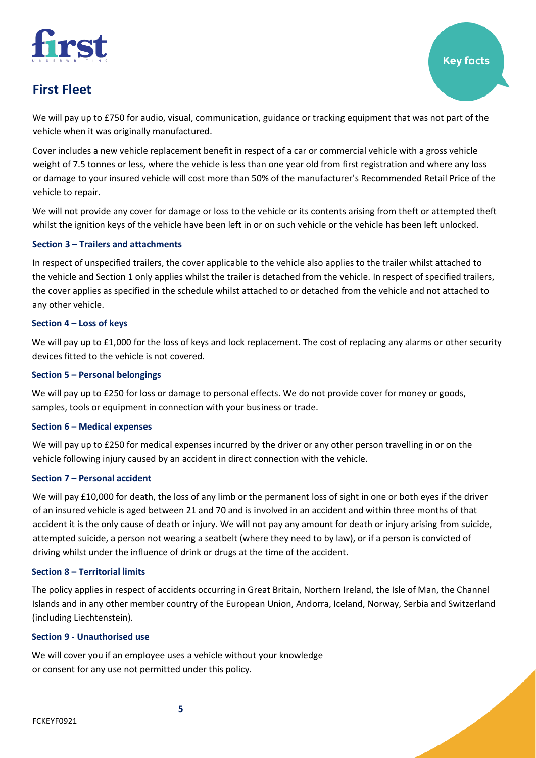# First Fleet

We will pay up to £750 for audio, visual, communication, guidance or tracking equipment that was not part of the vehicle when it was originally manufactured.

Cover includes a new vehicle replacement benefit in respect of a car or commercial vehicle with a gross vehicle weight of 7.5 tonnes or less, where the vehicle is less than one year old from first registration and where any loss or damage to your insured vehicle will cost more than 50% of the manufacturer's Recommended Retail Price of the vehicle to repair.

We will not provide any cover for damage or loss to the vehicle or its contents arising from theft or attempted theft whilst the ignition keys of the vehicle have been left in or on such vehicle or the vehicle has been left unlocked.

### Section 3 – Trailers and attachments

In respect of unspecified trailers, the cover applicable to the vehicle also applies to the trailer whilst attached to the vehicle and Section 1 only applies whilst the trailer is detached from the vehicle. In respect of specified trailers, the cover applies as specified in the schedule whilst attached to or detached from the vehicle and not attached to any other vehicle.

### Section 4 – Loss of keys

We will pay up to £1,000 for the loss of keys and lock replacement. The cost of replacing any alarms or other security devices fitted to the vehicle is not covered.

### Section 5 – Personal belongings

We will pay up to £250 for loss or damage to personal effects. We do not provide cover for money or goods, samples, tools or equipment in connection with your business or trade.

### Section 6 – Medical expenses

We will pay up to £250 for medical expenses incurred by the driver or any other person travelling in or on the vehicle following injury caused by an accident in direct connection with the vehicle.

### Section 7 – Personal accident

We will pay £10,000 for death, the loss of any limb or the permanent loss of sight in one or both eyes if the driver of an insured vehicle is aged between 21 and 70 and is involved in an accident and within three months of that accident it is the only cause of death or injury. We will not pay any amount for death or injury arising from suicide, attempted suicide, a person not wearing a seatbelt (where they need to by law), or if a person is convicted of driving whilst under the influence of drink or drugs at the time of the accident.

### Section 8 – Territorial limits

The policy applies in respect of accidents occurring in Great Britain, Northern Ireland, the Isle of Man, the Channel Islands and in any other member country of the European Union, Andorra, Iceland, Norway, Serbia and Switzerland (including Liechtenstein).

### Section 9 - Unauthorised use

We will cover you if an employee uses a vehicle without your knowledge or consent for any use not permitted under this policy.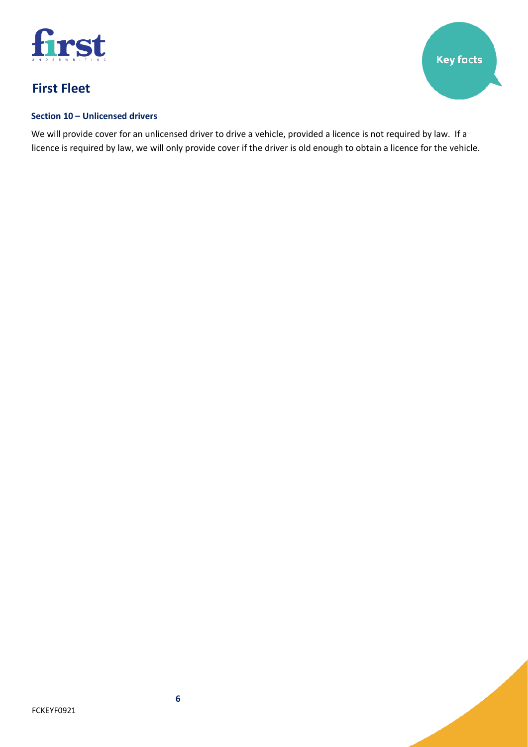## First Fleet

### Section 10 – Unlicensed drivers

We will provide cover for an unlicensed driver to drive a vehicle, provided a licence is not required by law. If a licence is required by law, we will only provide cover if the driver is old enough to obtain a licence for the vehicle.